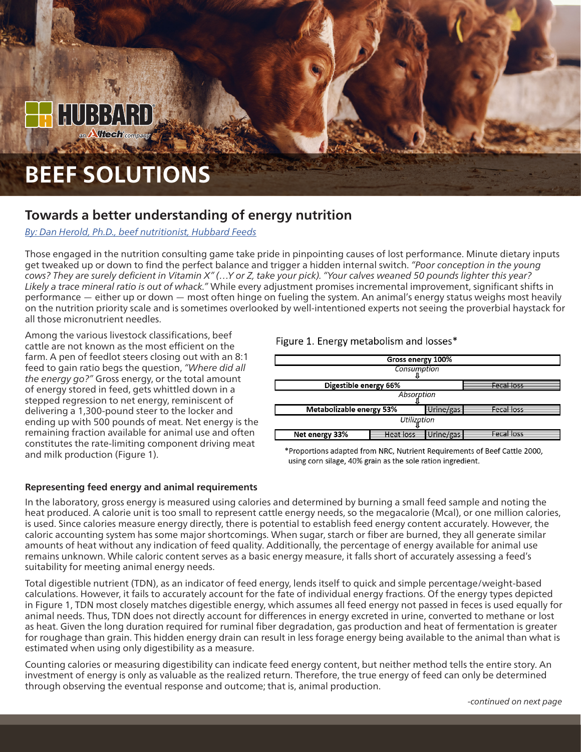# BEEF SOLUTIONS

## Towards a better understanding of energy nutrition

*By: Dan Herold, Ph.D., beef nutritionist, Hubbard Feeds*

Those engaged in the nutrition consulting game take pride in pinpointing causes of lost performance. Minute dietary inputs get tweaked up or down to find the perfect balance and trigger a hidden internal switch. *"Poor conception in the young cows? They are surely deficient in Vitamin X" (…Y or Z, take your pick). "Your calves weaned 50 pounds lighter this year? Likely a trace mineral ratio is out of whack."* While every adjustment promises incremental improvement, significant shifts in performance — either up or down — most often hinge on fueling the system. An animal's energy status weighs most heavily on the nutrition priority scale and is sometimes overlooked by well-intentioned experts not seeing the proverbial haystack for all those micronutrient needles.

Among the various livestock classifications, beef cattle are not known as the most efficient on the farm. A pen of feedlot steers closing out with an 8:1 feed to gain ratio begs the question, *"Where did all the energy go?"* Gross energy, or the total amount of energy stored in feed, gets whittled down in a stepped regression to net energy, reminiscent of delivering a 1,300-pound steer to the locker and ending up with 500 pounds of meat. Net energy is the remaining fraction available for animal use and often constitutes the rate-limiting component driving meat and milk production (Figure 1).

Figure 1. Energy metabolism and losses*

| Gross energy 100% | | | |
|---|---|---|---|
| *Consumption* ⇩ | | | |
| Digestible energy 66% | | | Fecal loss |
| *Absorption* ⇩ | | | |
| Metabolizable energy 53% | | Urine/gas | Fecal loss |
| *Utilization* ⇩ | | | |
| Net energy 33% | Heat loss | Urine/gas | Fecal loss |

*Proportions adapted from NRC, Nutrient Requirements of Beef Cattle 2000, using corn silage, 40% grain as the sole ration ingredient.

### Representing feed energy and animal requirements

In the laboratory, gross energy is measured using calories and determined by burning a small feed sample and noting the heat produced. A calorie unit is too small to represent cattle energy needs, so the megacalorie (Mcal), or one million calories, is used. Since calories measure energy directly, there is potential to establish feed energy content accurately. However, the caloric accounting system has some major shortcomings. When sugar, starch or fiber are burned, they all generate similar amounts of heat without any indication of feed quality. Additionally, the percentage of energy available for animal use remains unknown. While caloric content serves as a basic energy measure, it falls short of accurately assessing a feed's suitability for meeting animal energy needs.

Total digestible nutrient (TDN), as an indicator of feed energy, lends itself to quick and simple percentage/weight-based calculations. However, it fails to accurately account for the fate of individual energy fractions. Of the energy types depicted in Figure 1, TDN most closely matches digestible energy, which assumes all feed energy not passed in feces is used equally for animal needs. Thus, TDN does not directly account for differences in energy excreted in urine, converted to methane or lost as heat. Given the long duration required for ruminal fiber degradation, gas production and heat of fermentation is greater for roughage than grain. This hidden energy drain can result in less forage energy being available to the animal than what is estimated when using only digestibility as a measure.

Counting calories or measuring digestibility can indicate feed energy content, but neither method tells the entire story. An investment of energy is only as valuable as the realized return. Therefore, the true energy of feed can only be determined through observing the eventual response and outcome; that is, animal production.

*-continued on next page*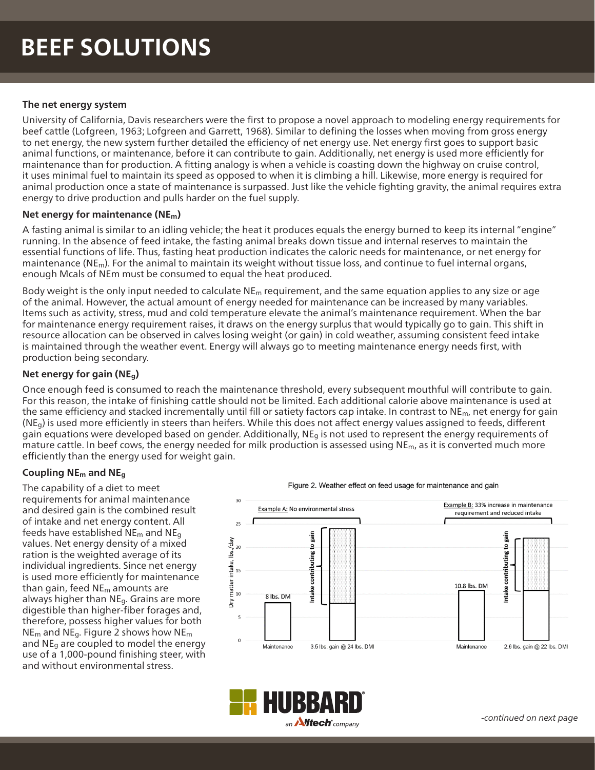### The net energy system

University of California, Davis researchers were the first to propose a novel approach to modeling energy requirements for beef cattle (Lofgreen, 1963; Lofgreen and Garrett, 1968). Similar to defining the losses when moving from gross energy to net energy, the new system further detailed the efficiency of net energy use. Net energy first goes to support basic animal functions, or maintenance, before it can contribute to gain. Additionally, net energy is used more efficiently for maintenance than for production. A fitting analogy is when a vehicle is coasting down the highway on cruise control, it uses minimal fuel to maintain its speed as opposed to when it is climbing a hill. Likewise, more energy is required for animal production once a state of maintenance is surpassed. Just like the vehicle fighting gravity, the animal requires extra energy to drive production and pulls harder on the fuel supply.

### Net energy for maintenance ($NE_m$)

A fasting animal is similar to an idling vehicle; the heat it produces equals the energy burned to keep its internal "engine" running. In the absence of feed intake, the fasting animal breaks down tissue and internal reserves to maintain the essential functions of life. Thus, fasting heat production indicates the caloric needs for maintenance, or net energy for maintenance ($NE_m$). For the animal to maintain its weight without tissue loss, and continue to fuel internal organs, enough Mcals of NEm must be consumed to equal the heat produced.

Body weight is the only input needed to calculate $NE_m$ requirement, and the same equation applies to any size or age of the animal. However, the actual amount of energy needed for maintenance can be increased by many variables. Items such as activity, stress, mud and cold temperature elevate the animal's maintenance requirement. When the bar for maintenance energy requirement raises, it draws on the energy surplus that would typically go to gain. This shift in resource allocation can be observed in calves losing weight (or gain) in cold weather, assuming consistent feed intake is maintained through the weather event. Energy will always go to meeting maintenance energy needs first, with production being secondary.

### Net energy for gain ($NE_g$)

Once enough feed is consumed to reach the maintenance threshold, every subsequent mouthful will contribute to gain. For this reason, the intake of finishing cattle should not be limited. Each additional calorie above maintenance is used at the same efficiency and stacked incrementally until fill or satiety factors cap intake. In contrast to $NE_m$, net energy for gain ($NE_g$) is used more efficiently in steers than heifers. While this does not affect energy values assigned to feeds, different gain equations were developed based on gender. Additionally, $NE_g$ is not used to represent the energy requirements of mature cattle. In beef cows, the energy needed for milk production is assessed using $NE_m$, as it is converted much more efficiently than the energy used for weight gain.

### Coupling $NE_m$ and $NE_g$

The capability of a diet to meet requirements for animal maintenance and desired gain is the combined result of intake and net energy content. All feeds have established $NE_m$ and $NE_g$ values. Net energy density of a mixed ration is the weighted average of its individual ingredients. Since net energy is used more efficiently for maintenance than gain, feed $NE_m$ amounts are always higher than $NE_g$. Grains are more digestible than higher-fiber forages and, therefore, possess higher values for both $NE_m$ and $NE_g$. Figure 2 shows how $NE_m$ and $NE_g$ are coupled to model the energy use of a 1,000-pound finishing steer, with and without environmental stress.

Figure 2. Weather effect on feed usage for maintenance and gain

| | Example A: No environmental stress | | Example B: 33% increase in maintenance requirement and reduced intake | |
|---|---|---|---|---|
| | Maintenance | 3.5 lbs. gain @ 24 lbs. DMI | Maintenance | 2.6 lbs. gain @ 22 lbs. DMI |
| Dry matter intake, lbs./day (maintenance) | 8 lbs. DM | 8 | 10.8 lbs. DM | 10.8 |
| Intake contributing to gain | | 16 | | 11.2 |

*-continued on next page*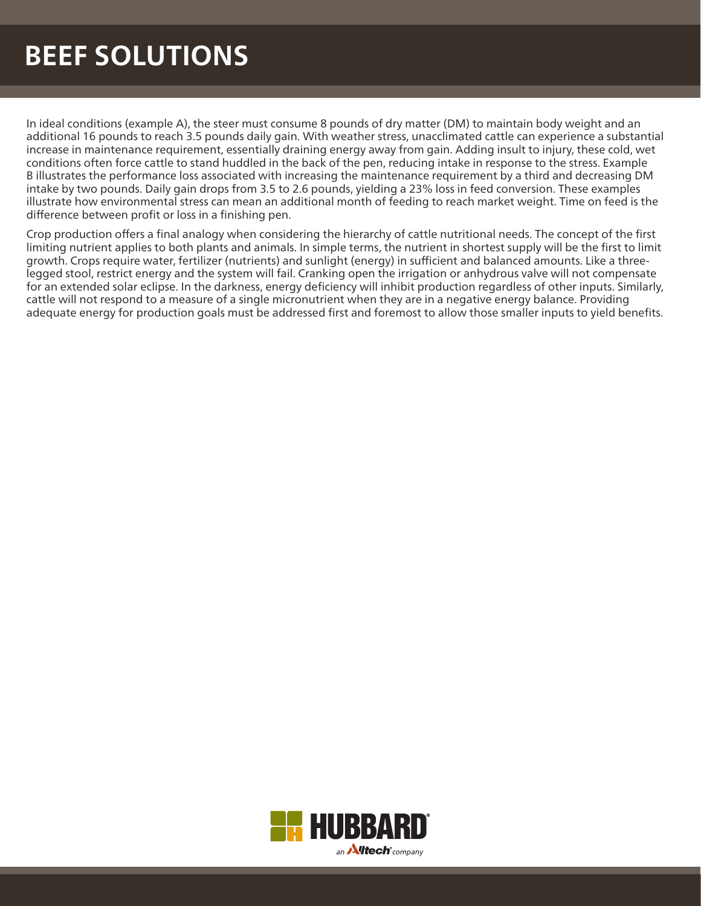In ideal conditions (example A), the steer must consume 8 pounds of dry matter (DM) to maintain body weight and an additional 16 pounds to reach 3.5 pounds daily gain. With weather stress, unacclimated cattle can experience a substantial increase in maintenance requirement, essentially draining energy away from gain. Adding insult to injury, these cold, wet conditions often force cattle to stand huddled in the back of the pen, reducing intake in response to the stress. Example B illustrates the performance loss associated with increasing the maintenance requirement by a third and decreasing DM intake by two pounds. Daily gain drops from 3.5 to 2.6 pounds, yielding a 23% loss in feed conversion. These examples illustrate how environmental stress can mean an additional month of feeding to reach market weight. Time on feed is the difference between profit or loss in a finishing pen.

Crop production offers a final analogy when considering the hierarchy of cattle nutritional needs. The concept of the first limiting nutrient applies to both plants and animals. In simple terms, the nutrient in shortest supply will be the first to limit growth. Crops require water, fertilizer (nutrients) and sunlight (energy) in sufficient and balanced amounts. Like a three-legged stool, restrict energy and the system will fail. Cranking open the irrigation or anhydrous valve will not compensate for an extended solar eclipse. In the darkness, energy deficiency will inhibit production regardless of other inputs. Similarly, cattle will not respond to a measure of a single micronutrient when they are in a negative energy balance. Providing adequate energy for production goals must be addressed first and foremost to allow those smaller inputs to yield benefits.